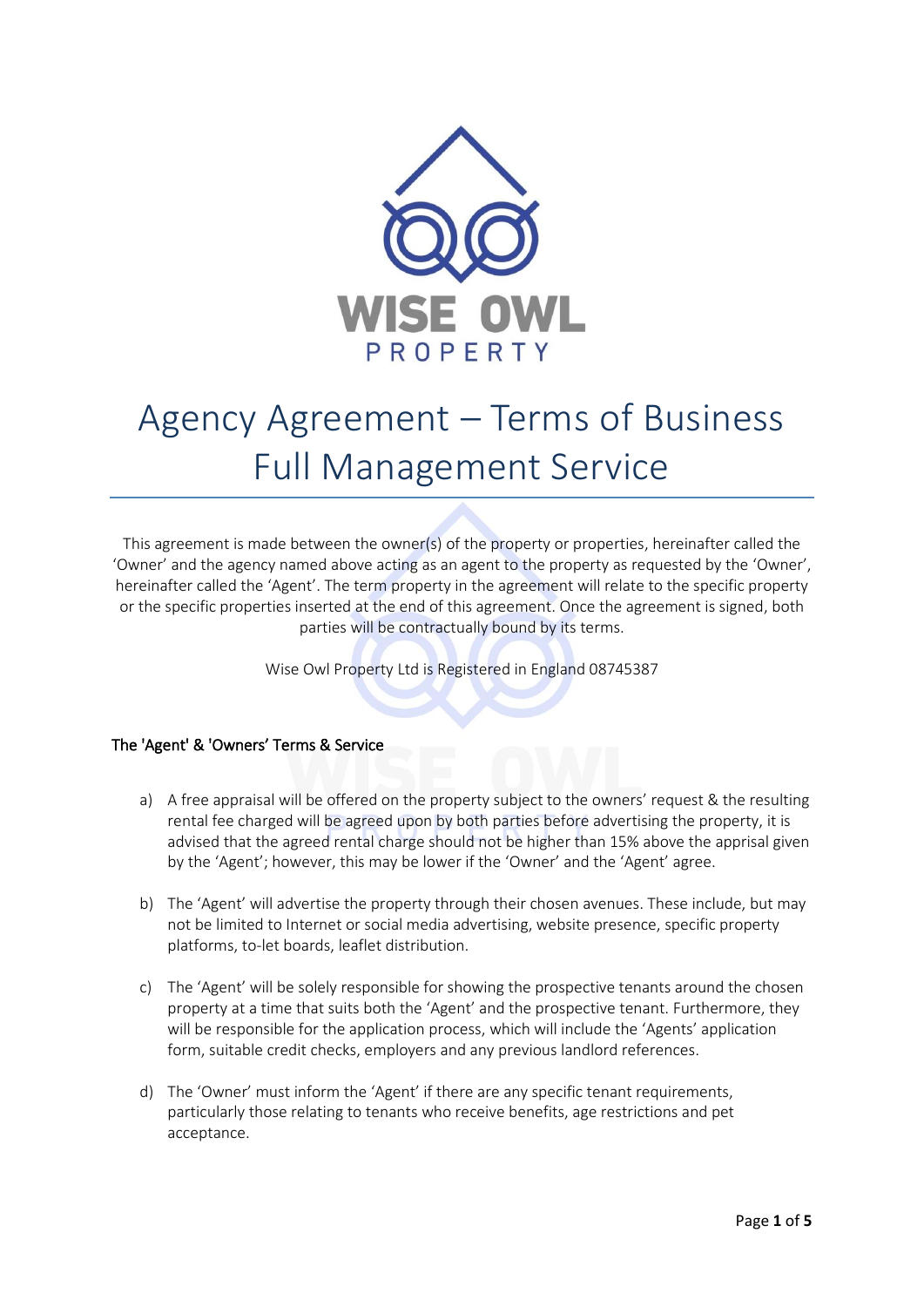# Agency Agreement – Terms of Business Full Management Service

This agreement is made between the owner(s) of the property or properties, hereinafter called the 'Owner' and the agency named above acting as an agent to the property as requested by the 'Owner', hereinafter called the 'Agent'. The term property in the agreement will relate to the specific property or the specific properties inserted at the end of this agreement. Once the agreement is signed, both parties will be contractually bound by its terms.

Wise Owl Property Ltd is Registered in England 08745387

## The 'Agent' & 'Owners' Terms & Service

a) A free appraisal will be offered on the property subject to the owners' request & the resulting rental fee charged will be agreed upon by both parties before advertising the property, it is advised that the agreed rental charge should not be higher than 15% above the apprisal given by the 'Agent'; however, this may be lower if the 'Owner' and the 'Agent' agree.

b) The 'Agent' will advertise the property through their chosen avenues. These include, but may not be limited to Internet or social media advertising, website presence, specific property platforms, to-let boards, leaflet distribution.

c) The 'Agent' will be solely responsible for showing the prospective tenants around the chosen property at a time that suits both the 'Agent' and the prospective tenant. Furthermore, they will be responsible for the application process, which will include the 'Agents' application form, suitable credit checks, employers and any previous landlord references.

d) The 'Owner' must inform the 'Agent' if there are any specific tenant requirements, particularly those relating to tenants who receive benefits, age restrictions and pet acceptance.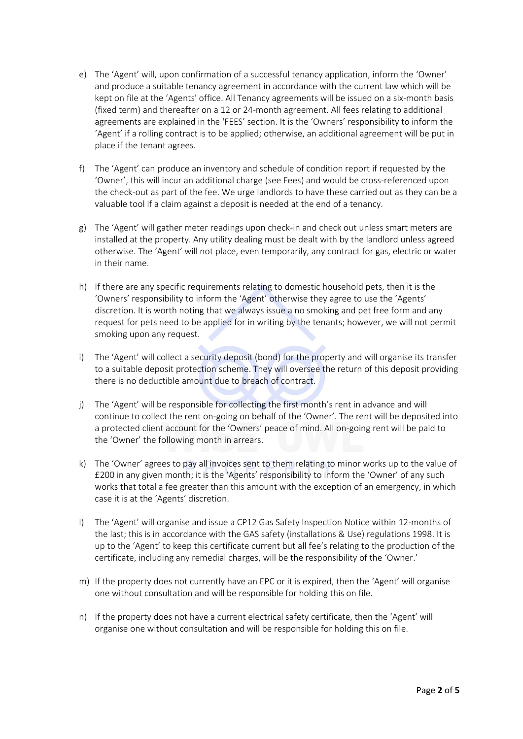e) The 'Agent' will, upon confirmation of a successful tenancy application, inform the 'Owner' and produce a suitable tenancy agreement in accordance with the current law which will be kept on file at the 'Agents' office. All Tenancy agreements will be issued on a six-month basis (fixed term) and thereafter on a 12 or 24-month agreement. All fees relating to additional agreements are explained in the 'FEES' section. It is the 'Owners' responsibility to inform the 'Agent' if a rolling contract is to be applied; otherwise, an additional agreement will be put in place if the tenant agrees.

f) The 'Agent' can produce an inventory and schedule of condition report if requested by the 'Owner', this will incur an additional charge (see Fees) and would be cross-referenced upon the check-out as part of the fee. We urge landlords to have these carried out as they can be a valuable tool if a claim against a deposit is needed at the end of a tenancy.

g) The 'Agent' will gather meter readings upon check-in and check out unless smart meters are installed at the property. Any utility dealing must be dealt with by the landlord unless agreed otherwise. The 'Agent' will not place, even temporarily, any contract for gas, electric or water in their name.

h) If there are any specific requirements relating to domestic household pets, then it is the 'Owners' responsibility to inform the 'Agent' otherwise they agree to use the 'Agents' discretion. It is worth noting that we always issue a no smoking and pet free form and any request for pets need to be applied for in writing by the tenants; however, we will not permit smoking upon any request.

i) The 'Agent' will collect a security deposit (bond) for the property and will organise its transfer to a suitable deposit protection scheme. They will oversee the return of this deposit providing there is no deductible amount due to breach of contract.

j) The 'Agent' will be responsible for collecting the first month's rent in advance and will continue to collect the rent on-going on behalf of the 'Owner'. The rent will be deposited into a protected client account for the 'Owners' peace of mind. All on-going rent will be paid to the 'Owner' the following month in arrears.

k) The 'Owner' agrees to pay all invoices sent to them relating to minor works up to the value of £200 in any given month; it is the 'Agents' responsibility to inform the 'Owner' of any such works that total a fee greater than this amount with the exception of an emergency, in which case it is at the 'Agents' discretion.

l) The 'Agent' will organise and issue a CP12 Gas Safety Inspection Notice within 12-months of the last; this is in accordance with the GAS safety (installations & Use) regulations 1998. It is up to the 'Agent' to keep this certificate current but all fee's relating to the production of the certificate, including any remedial charges, will be the responsibility of the 'Owner.'

m) If the property does not currently have an EPC or it is expired, then the 'Agent' will organise one without consultation and will be responsible for holding this on file.

n) If the property does not have a current electrical safety certificate, then the 'Agent' will organise one without consultation and will be responsible for holding this on file.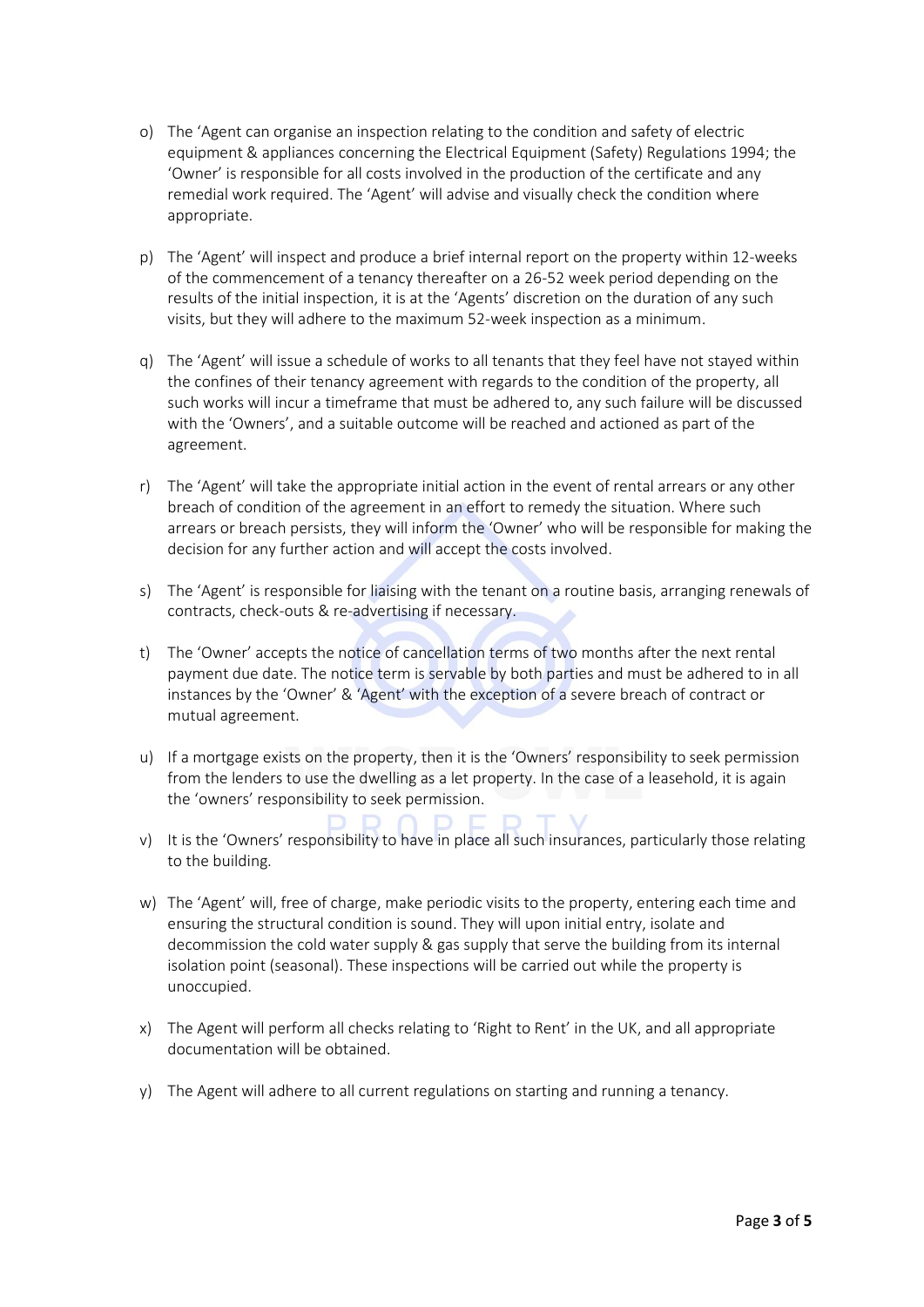o) The 'Agent can organise an inspection relating to the condition and safety of electric equipment & appliances concerning the Electrical Equipment (Safety) Regulations 1994; the 'Owner' is responsible for all costs involved in the production of the certificate and any remedial work required. The 'Agent' will advise and visually check the condition where appropriate.

p) The 'Agent' will inspect and produce a brief internal report on the property within 12-weeks of the commencement of a tenancy thereafter on a 26-52 week period depending on the results of the initial inspection, it is at the 'Agents' discretion on the duration of any such visits, but they will adhere to the maximum 52-week inspection as a minimum.

q) The 'Agent' will issue a schedule of works to all tenants that they feel have not stayed within the confines of their tenancy agreement with regards to the condition of the property, all such works will incur a timeframe that must be adhered to, any such failure will be discussed with the 'Owners', and a suitable outcome will be reached and actioned as part of the agreement.

r) The 'Agent' will take the appropriate initial action in the event of rental arrears or any other breach of condition of the agreement in an effort to remedy the situation. Where such arrears or breach persists, they will inform the 'Owner' who will be responsible for making the decision for any further action and will accept the costs involved.

s) The 'Agent' is responsible for liaising with the tenant on a routine basis, arranging renewals of contracts, check-outs & re-advertising if necessary.

t) The 'Owner' accepts the notice of cancellation terms of two months after the next rental payment due date. The notice term is servable by both parties and must be adhered to in all instances by the 'Owner' & 'Agent' with the exception of a severe breach of contract or mutual agreement.

u) If a mortgage exists on the property, then it is the 'Owners' responsibility to seek permission from the lenders to use the dwelling as a let property. In the case of a leasehold, it is again the 'owners' responsibility to seek permission.

v) It is the 'Owners' responsibility to have in place all such insurances, particularly those relating to the building.

w) The 'Agent' will, free of charge, make periodic visits to the property, entering each time and ensuring the structural condition is sound. They will upon initial entry, isolate and decommission the cold water supply & gas supply that serve the building from its internal isolation point (seasonal). These inspections will be carried out while the property is unoccupied.

x) The Agent will perform all checks relating to 'Right to Rent' in the UK, and all appropriate documentation will be obtained.

y) The Agent will adhere to all current regulations on starting and running a tenancy.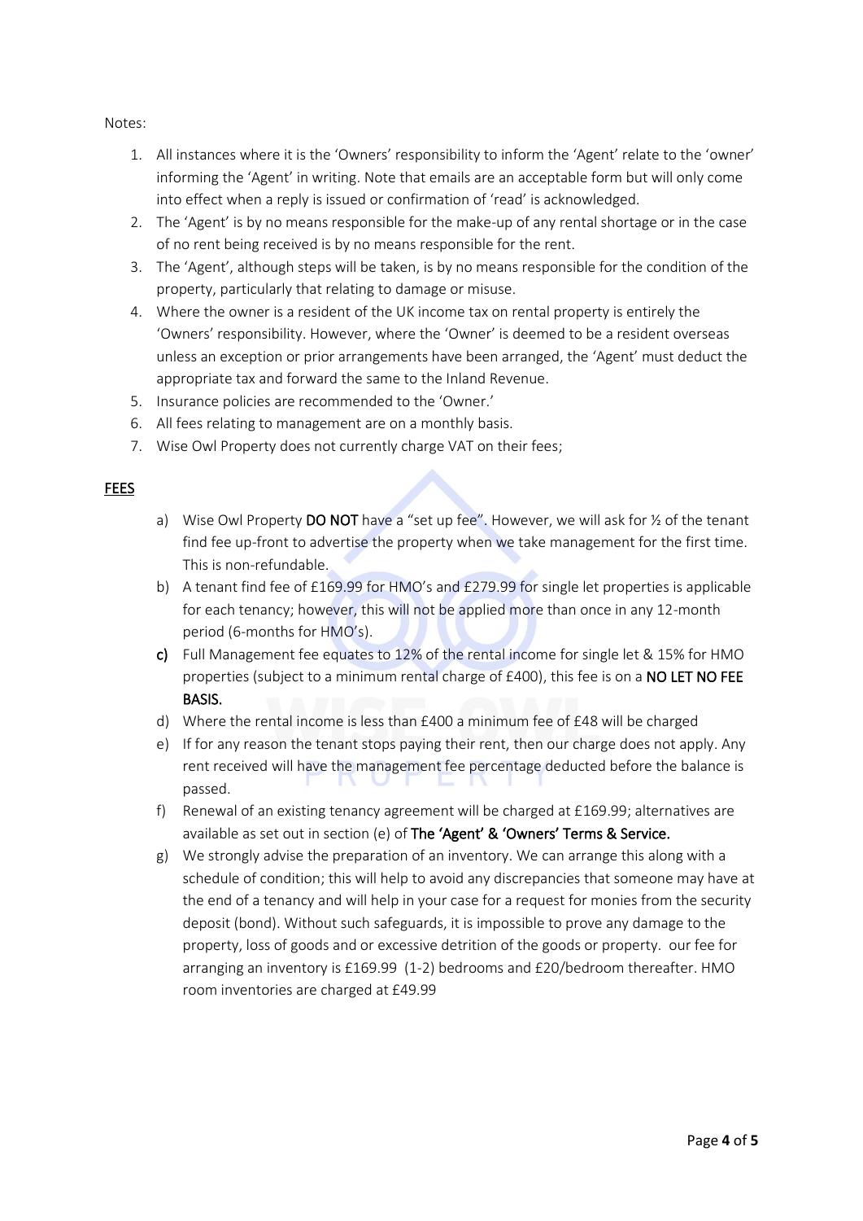Notes:

1. All instances where it is the 'Owners' responsibility to inform the 'Agent' relate to the 'owner' informing the 'Agent' in writing. Note that emails are an acceptable form but will only come into effect when a reply is issued or confirmation of 'read' is acknowledged.
2. The 'Agent' is by no means responsible for the make-up of any rental shortage or in the case of no rent being received is by no means responsible for the rent.
3. The 'Agent', although steps will be taken, is by no means responsible for the condition of the property, particularly that relating to damage or misuse.
4. Where the owner is a resident of the UK income tax on rental property is entirely the 'Owners' responsibility. However, where the 'Owner' is deemed to be a resident overseas unless an exception or prior arrangements have been arranged, the 'Agent' must deduct the appropriate tax and forward the same to the Inland Revenue.
5. Insurance policies are recommended to the 'Owner.'
6. All fees relating to management are on a monthly basis.
7. Wise Owl Property does not currently charge VAT on their fees;

## FEES

a) Wise Owl Property **DO NOT** have a "set up fee". However, we will ask for ½ of the tenant find fee up-front to advertise the property when we take management for the first time. This is non-refundable.

b) A tenant find fee of £169.99 for HMO's and £279.99 for single let properties is applicable for each tenancy; however, this will not be applied more than once in any 12-month period (6-months for HMO's).

**c)** Full Management fee equates to 12% of the rental income for single let & 15% for HMO properties (subject to a minimum rental charge of £400), this fee is on a **NO LET NO FEE BASIS.**

d) Where the rental income is less than £400 a minimum fee of £48 will be charged

e) If for any reason the tenant stops paying their rent, then our charge does not apply. Any rent received will have the management fee percentage deducted before the balance is passed.

f) Renewal of an existing tenancy agreement will be charged at £169.99; alternatives are available as set out in section (e) of **The 'Agent' & 'Owners' Terms & Service.**

g) We strongly advise the preparation of an inventory. We can arrange this along with a schedule of condition; this will help to avoid any discrepancies that someone may have at the end of a tenancy and will help in your case for a request for monies from the security deposit (bond). Without such safeguards, it is impossible to prove any damage to the property, loss of goods and or excessive detrition of the goods or property. our fee for arranging an inventory is £169.99 (1-2) bedrooms and £20/bedroom thereafter. HMO room inventories are charged at £49.99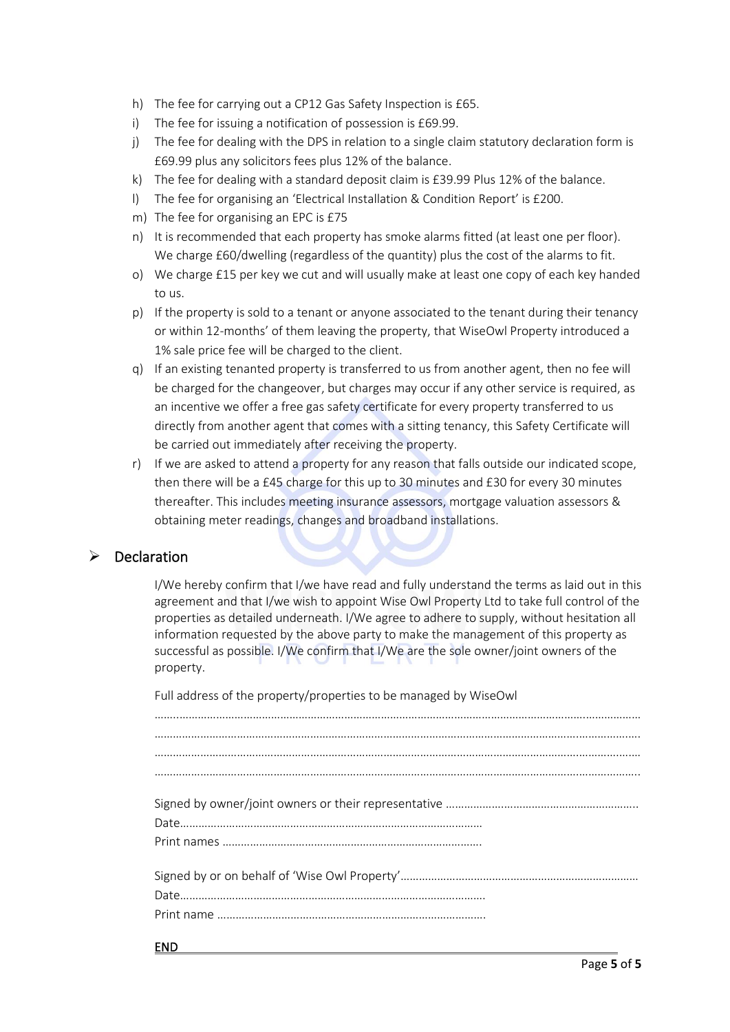h) The fee for carrying out a CP12 Gas Safety Inspection is £65.
i) The fee for issuing a notification of possession is £69.99.
j) The fee for dealing with the DPS in relation to a single claim statutory declaration form is £69.99 plus any solicitors fees plus 12% of the balance.
k) The fee for dealing with a standard deposit claim is £39.99 Plus 12% of the balance.
l) The fee for organising an 'Electrical Installation & Condition Report' is £200.
m) The fee for organising an EPC is £75
n) It is recommended that each property has smoke alarms fitted (at least one per floor). We charge £60/dwelling (regardless of the quantity) plus the cost of the alarms to fit.
o) We charge £15 per key we cut and will usually make at least one copy of each key handed to us.
p) If the property is sold to a tenant or anyone associated to the tenant during their tenancy or within 12-months' of them leaving the property, that WiseOwl Property introduced a 1% sale price fee will be charged to the client.
q) If an existing tenanted property is transferred to us from another agent, then no fee will be charged for the changeover, but charges may occur if any other service is required, as an incentive we offer a free gas safety certificate for every property transferred to us directly from another agent that comes with a sitting tenancy, this Safety Certificate will be carried out immediately after receiving the property.
r) If we are asked to attend a property for any reason that falls outside our indicated scope, then there will be a £45 charge for this up to 30 minutes and £30 for every 30 minutes thereafter. This includes meeting insurance assessors, mortgage valuation assessors & obtaining meter readings, changes and broadband installations.

## Declaration

I/We hereby confirm that I/we have read and fully understand the terms as laid out in this agreement and that I/we wish to appoint Wise Owl Property Ltd to take full control of the properties as detailed underneath. I/We agree to adhere to supply, without hesitation all information requested by the above party to make the management of this property as successful as possible. I/We confirm that I/We are the sole owner/joint owners of the property.

Full address of the property/properties to be managed by WiseOwl

……………………………………………………………………………………………………………………………………
……………………………………………………………………………………………………………………………………
……………………………………………………………………………………………………………………………………
……………………………………………………………………………………………………………………………………

Signed by owner/joint owners or their representative ……………………………………………………..
Date………………………………………………………………………………………
Print names …………………………………………………………………………

Signed by or on behalf of 'Wise Owl Property'……………………………………………………………………
Date………………………………………………………………………………………
Print name ……………………………………………………………………………

**END**